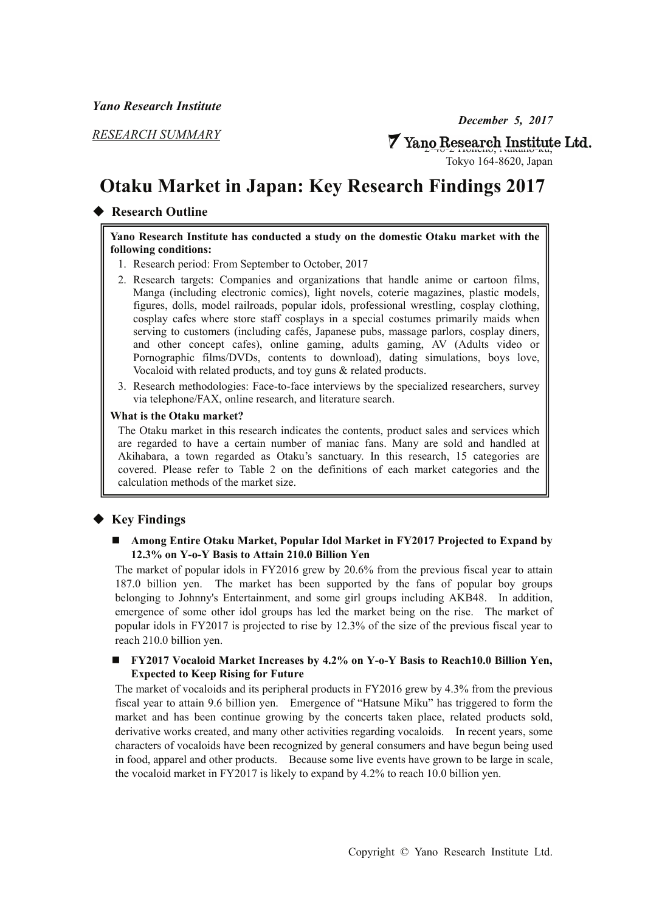*Yano Research Institute*

***December 5, 2017***

RESEARCH SUMMARY

Yano Research Institute Ltd.
2-46-2 Honcho, Nakano-ku,
Tokyo 164-8620, Japan

# Otaku Market in Japan: Key Research Findings 2017

## ◆ Research Outline

**Yano Research Institute has conducted a study on the domestic Otaku market with the following conditions:**

1. Research period: From September to October, 2017
2. Research targets: Companies and organizations that handle anime or cartoon films, Manga (including electronic comics), light novels, coterie magazines, plastic models, figures, dolls, model railroads, popular idols, professional wrestling, cosplay clothing, cosplay cafes where store staff cosplays in a special costumes primarily maids when serving to customers (including cafés, Japanese pubs, massage parlors, cosplay diners, and other concept cafes), online gaming, adults gaming, AV (Adults video or Pornographic films/DVDs, contents to download), dating simulations, boys love, Vocaloid with related products, and toy guns & related products.
3. Research methodologies: Face-to-face interviews by the specialized researchers, survey via telephone/FAX, online research, and literature search.

**What is the Otaku market?**

The Otaku market in this research indicates the contents, product sales and services which are regarded to have a certain number of maniac fans. Many are sold and handled at Akihabara, a town regarded as Otaku's sanctuary. In this research, 15 categories are covered. Please refer to Table 2 on the definitions of each market categories and the calculation methods of the market size.

## ◆ Key Findings

### ■ Among Entire Otaku Market, Popular Idol Market in FY2017 Projected to Expand by 12.3% on Y-o-Y Basis to Attain 210.0 Billion Yen

The market of popular idols in FY2016 grew by 20.6% from the previous fiscal year to attain 187.0 billion yen. The market has been supported by the fans of popular boy groups belonging to Johnny's Entertainment, and some girl groups including AKB48. In addition, emergence of some other idol groups has led the market being on the rise. The market of popular idols in FY2017 is projected to rise by 12.3% of the size of the previous fiscal year to reach 210.0 billion yen.

### ■ FY2017 Vocaloid Market Increases by 4.2% on Y-o-Y Basis to Reach10.0 Billion Yen, Expected to Keep Rising for Future

The market of vocaloids and its peripheral products in FY2016 grew by 4.3% from the previous fiscal year to attain 9.6 billion yen. Emergence of "Hatsune Miku" has triggered to form the market and has been continue growing by the concerts taken place, related products sold, derivative works created, and many other activities regarding vocaloids. In recent years, some characters of vocaloids have been recognized by general consumers and have begun being used in food, apparel and other products. Because some live events have grown to be large in scale, the vocaloid market in FY2017 is likely to expand by 4.2% to reach 10.0 billion yen.

Copyright © Yano Research Institute Ltd.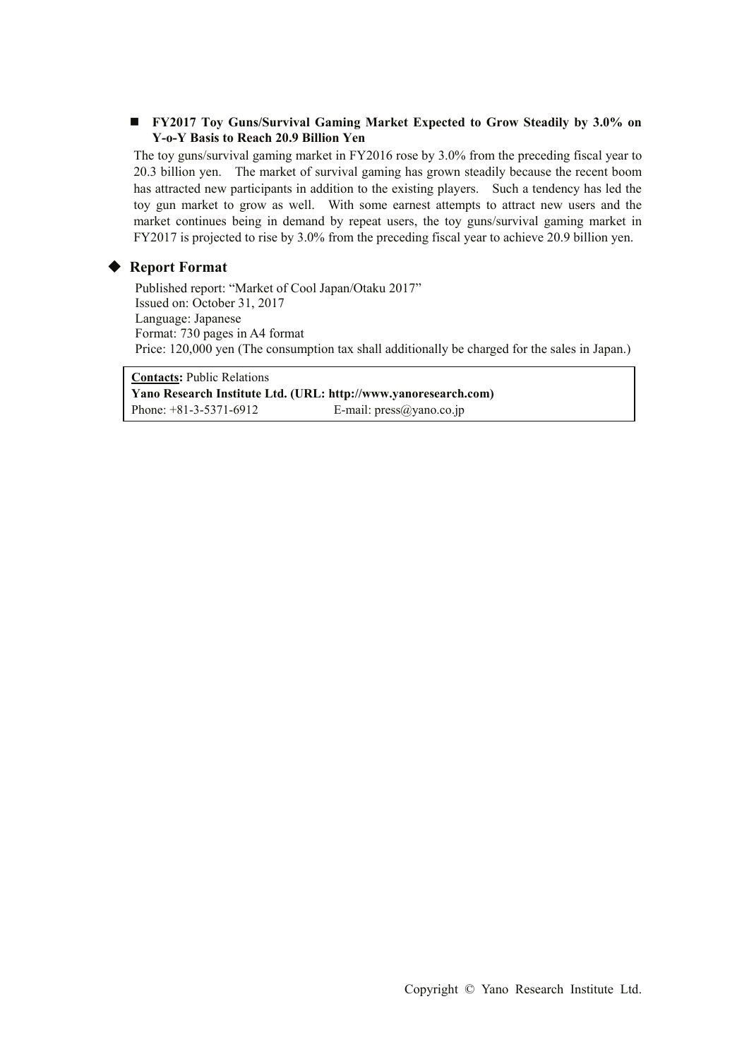- **FY2017 Toy Guns/Survival Gaming Market Expected to Grow Steadily by 3.0% on Y-o-Y Basis to Reach 20.9 Billion Yen**

The toy guns/survival gaming market in FY2016 rose by 3.0% from the preceding fiscal year to 20.3 billion yen. The market of survival gaming has grown steadily because the recent boom has attracted new participants in addition to the existing players. Such a tendency has led the toy gun market to grow as well. With some earnest attempts to attract new users and the market continues being in demand by repeat users, the toy guns/survival gaming market in FY2017 is projected to rise by 3.0% from the preceding fiscal year to achieve 20.9 billion yen.

## ◆ Report Format

Published report: "Market of Cool Japan/Otaku 2017"
Issued on: October 31, 2017
Language: Japanese
Format: 730 pages in A4 format
Price: 120,000 yen (The consumption tax shall additionally be charged for the sales in Japan.)

**Contacts:** Public Relations
**Yano Research Institute Ltd. (URL: http://www.yanoresearch.com)**
Phone: +81-3-5371-6912 E-mail: press@yano.co.jp

Copyright © Yano Research Institute Ltd.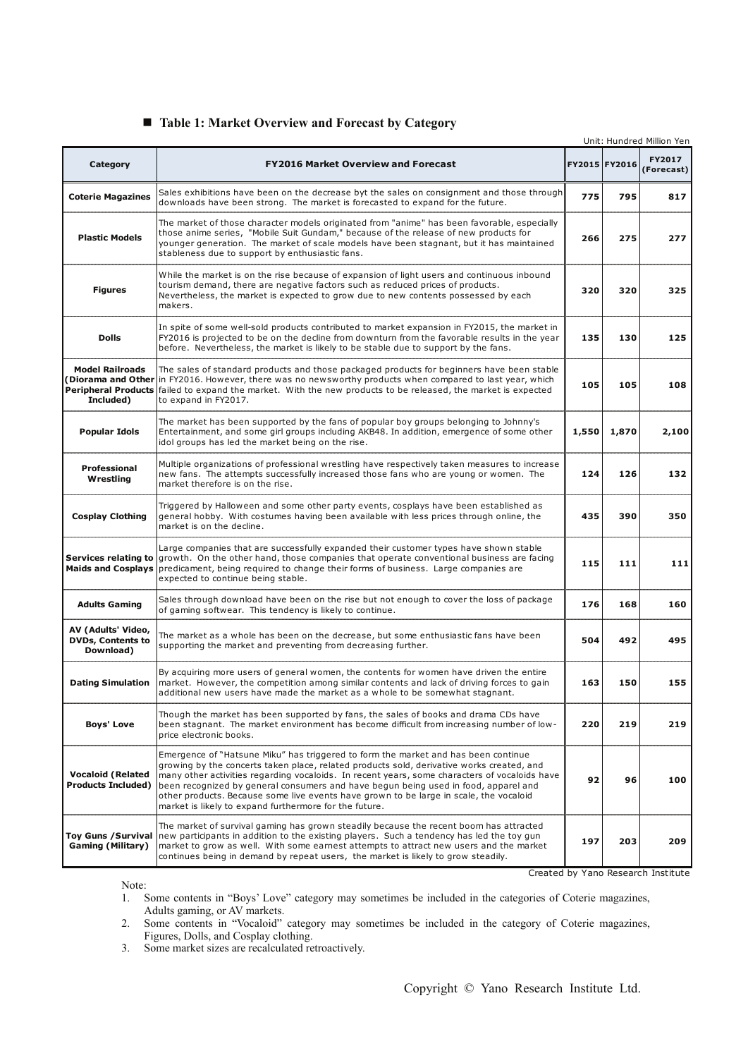## ■ Table 1: Market Overview and Forecast by Category

Unit: Hundred Million Yen

| Category | FY2016 Market Overview and Forecast | FY2015 | FY2016 | FY2017 (Forecast) |
|---|---|---|---|---|
| Coterie Magazines | Sales exhibitions have been on the decrease byt the sales on consignment and those through downloads have been strong. The market is forecasted to expand for the future. | 775 | 795 | 817 |
| Plastic Models | The market of those character models originated from "anime" has been favorable, especially those anime series, "Mobile Suit Gundam," because of the release of new products for younger generation. The market of scale models have been stagnant, but it has maintained stableness due to support by enthusiastic fans. | 266 | 275 | 277 |
| Figures | While the market is on the rise because of expansion of light users and continuous inbound tourism demand, there are negative factors such as reduced prices of products. Nevertheless, the market is expected to grow due to new contents possessed by each makers. | 320 | 320 | 325 |
| Dolls | In spite of some well-sold products contributed to market expansion in FY2015, the market in FY2016 is projected to be on the decline from downturn from the favorable results in the year before. Nevertheless, the market is likely to be stable due to support by the fans. | 135 | 130 | 125 |
| Model Railroads (Diorama and Other Peripheral Products Included) | The sales of standard products and those packaged products for beginners have been stable in FY2016. However, there was no newsworthy products when compared to last year, which failed to expand the market. With the new products to be released, the market is expected to expand in FY2017. | 105 | 105 | 108 |
| Popular Idols | The market has been supported by the fans of popular boy groups belonging to Johnny's Entertainment, and some girl groups including AKB48. In addition, emergence of some other idol groups has led the market being on the rise. | 1,550 | 1,870 | 2,100 |
| Professional Wrestling | Multiple organizations of professional wrestling have respectively taken measures to increase new fans. The attempts successfully increased those fans who are young or women. The market therefore is on the rise. | 124 | 126 | 132 |
| Cosplay Clothing | Triggered by Halloween and some other party events, cosplays have been established as general hobby. With costumes having been available with less prices through online, the market is on the decline. | 435 | 390 | 350 |
| Services relating to Maids and Cosplays | Large companies that are successfully expanded their customer types have shown stable growth. On the other hand, those companies that operate conventional business are facing predicament, being required to change their forms of business. Large companies are expected to continue being stable. | 115 | 111 | 111 |
| Adults Gaming | Sales through download have been on the rise but not enough to cover the loss of package of gaming softwear. This tendency is likely to continue. | 176 | 168 | 160 |
| AV (Adults' Video, DVDs, Contents to Download) | The market as a whole has been on the decrease, but some enthusiastic fans have been supporting the market and preventing from decreasing further. | 504 | 492 | 495 |
| Dating Simulation | By acquiring more users of general women, the contents for women have driven the entire market. However, the competition among similar contents and lack of driving forces to gain additional new users have made the market as a whole to be somewhat stagnant. | 163 | 150 | 155 |
| Boys' Love | Though the market has been supported by fans, the sales of books and drama CDs have been stagnant. The market environment has become difficult from increasing number of low-price electronic books. | 220 | 219 | 219 |
| Vocaloid (Related Products Included) | Emergence of "Hatsune Miku" has triggered to form the market and has been continue growing by the concerts taken place, related products sold, derivative works created, and many other activities regarding vocaloids. In recent years, some characters of vocaloids have been recognized by general consumers and have begun being used in food, apparel and other products. Because some live events have grown to be large in scale, the vocaloid market is likely to expand furthermore for the future. | 92 | 96 | 100 |
| Toy Guns /Survival Gaming (Military) | The market of survival gaming has grown steadily because the recent boom has attracted new participants in addition to the existing players. Such a tendency has led the toy gun market to grow as well. With some earnest attempts to attract new users and the market continues being in demand by repeat users, the market is likely to grow steadily. | 197 | 203 | 209 |

Created by Yano Research Institute

Note:

1. Some contents in "Boys' Love" category may sometimes be included in the categories of Coterie magazines, Adults gaming, or AV markets.
2. Some contents in "Vocaloid" category may sometimes be included in the category of Coterie magazines, Figures, Dolls, and Cosplay clothing.
3. Some market sizes are recalculated retroactively.

Copyright © Yano Research Institute Ltd.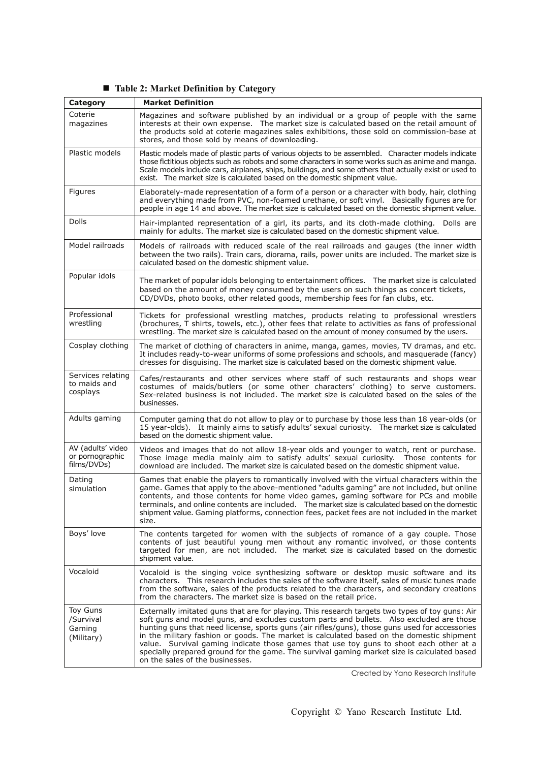## ■ Table 2: Market Definition by Category

| Category | Market Definition |
|---|---|
| Coterie magazines | Magazines and software published by an individual or a group of people with the same interests at their own expense. The market size is calculated based on the retail amount of the products sold at coterie magazines sales exhibitions, those sold on commission-base at stores, and those sold by means of downloading. |
| Plastic models | Plastic models made of plastic parts of various objects to be assembled. Character models indicate those fictitious objects such as robots and some characters in some works such as anime and manga. Scale models include cars, airplanes, ships, buildings, and some others that actually exist or used to exist. The market size is calculated based on the domestic shipment value. |
| Figures | Elaborately-made representation of a form of a person or a character with body, hair, clothing and everything made from PVC, non-foamed urethane, or soft vinyl. Basically figures are for people in age 14 and above. The market size is calculated based on the domestic shipment value. |
| Dolls | Hair-implanted representation of a girl, its parts, and its cloth-made clothing. Dolls are mainly for adults. The market size is calculated based on the domestic shipment value. |
| Model railroads | Models of railroads with reduced scale of the real railroads and gauges (the inner width between the two rails). Train cars, diorama, rails, power units are included. The market size is calculated based on the domestic shipment value. |
| Popular idols | The market of popular idols belonging to entertainment offices. The market size is calculated based on the amount of money consumed by the users on such things as concert tickets, CD/DVDs, photo books, other related goods, membership fees for fan clubs, etc. |
| Professional wrestling | Tickets for professional wrestling matches, products relating to professional wrestlers (brochures, T shirts, towels, etc.), other fees that relate to activities as fans of professional wrestling. The market size is calculated based on the amount of money consumed by the users. |
| Cosplay clothing | The market of clothing of characters in anime, manga, games, movies, TV dramas, and etc. It includes ready-to-wear uniforms of some professions and schools, and masquerade (fancy) dresses for disguising. The market size is calculated based on the domestic shipment value. |
| Services relating to maids and cosplays | Cafes/restaurants and other services where staff of such restaurants and shops wear costumes of maids/butlers (or some other characters' clothing) to serve customers. Sex-related business is not included. The market size is calculated based on the sales of the businesses. |
| Adults gaming | Computer gaming that do not allow to play or to purchase by those less than 18 year-olds (or 15 year-olds). It mainly aims to satisfy adults' sexual curiosity. The market size is calculated based on the domestic shipment value. |
| AV (adults' video or pornographic films/DVDs) | Videos and images that do not allow 18-year olds and younger to watch, rent or purchase. Those image media mainly aim to satisfy adults' sexual curiosity. Those contents for download are included. The market size is calculated based on the domestic shipment value. |
| Dating simulation | Games that enable the players to romantically involved with the virtual characters within the game. Games that apply to the above-mentioned "adults gaming" are not included, but online contents, and those contents for home video games, gaming software for PCs and mobile terminals, and online contents are included. The market size is calculated based on the domestic shipment value. Gaming platforms, connection fees, packet fees are not included in the market size. |
| Boys' love | The contents targeted for women with the subjects of romance of a gay couple. Those contents of just beautiful young men without any romantic involved, or those contents targeted for men, are not included. The market size is calculated based on the domestic shipment value. |
| Vocaloid | Vocaloid is the singing voice synthesizing software or desktop music software and its characters. This research includes the sales of the software itself, sales of music tunes made from the software, sales of the products related to the characters, and secondary creations from the characters. The market size is based on the retail price. |
| Toy Guns /Survival Gaming (Military) | Externally imitated guns that are for playing. This research targets two types of toy guns: Air soft guns and model guns, and excludes custom parts and bullets. Also excluded are those hunting guns that need license, sports guns (air rifles/guns), those guns used for accessories in the military fashion or goods. The market is calculated based on the domestic shipment value. Survival gaming indicate those games that use toy guns to shoot each other at a specially prepared ground for the game. The survival gaming market size is calculated based on the sales of the businesses. |

Created by Yano Research Institute

Copyright © Yano Research Institute Ltd.